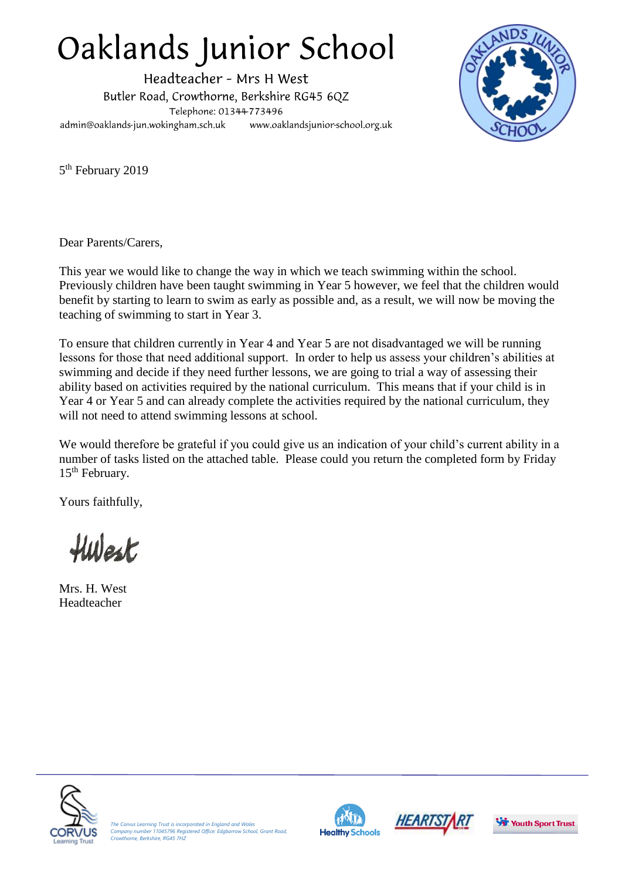# Oaklands Junior School

Headteacher - Mrs H West
Butler Road, Crowthorne, Berkshire RG45 6QZ
Telephone: 01344-773496
admin@oaklands-jun.wokingham.sch.uk www.oaklandsjunior-school.org.uk

5th February 2019

Dear Parents/Carers,

This year we would like to change the way in which we teach swimming within the school. Previously children have been taught swimming in Year 5 however, we feel that the children would benefit by starting to learn to swim as early as possible and, as a result, we will now be moving the teaching of swimming to start in Year 3.

To ensure that children currently in Year 4 and Year 5 are not disadvantaged we will be running lessons for those that need additional support. In order to help us assess your children's abilities at swimming and decide if they need further lessons, we are going to trial a way of assessing their ability based on activities required by the national curriculum. This means that if your child is in Year 4 or Year 5 and can already complete the activities required by the national curriculum, they will not need to attend swimming lessons at school.

We would therefore be grateful if you could give us an indication of your child's current ability in a number of tasks listed on the attached table. Please could you return the completed form by Friday 15th February.

Yours faithfully,

HWest

Mrs. H. West
Headteacher

*The Corvus Learning Trust is incorporated in England and Wales Company number 11045796 Registered Office: Edgbarrow School, Grant Road, Crowthorne, Berkshire, RG45 7HZ*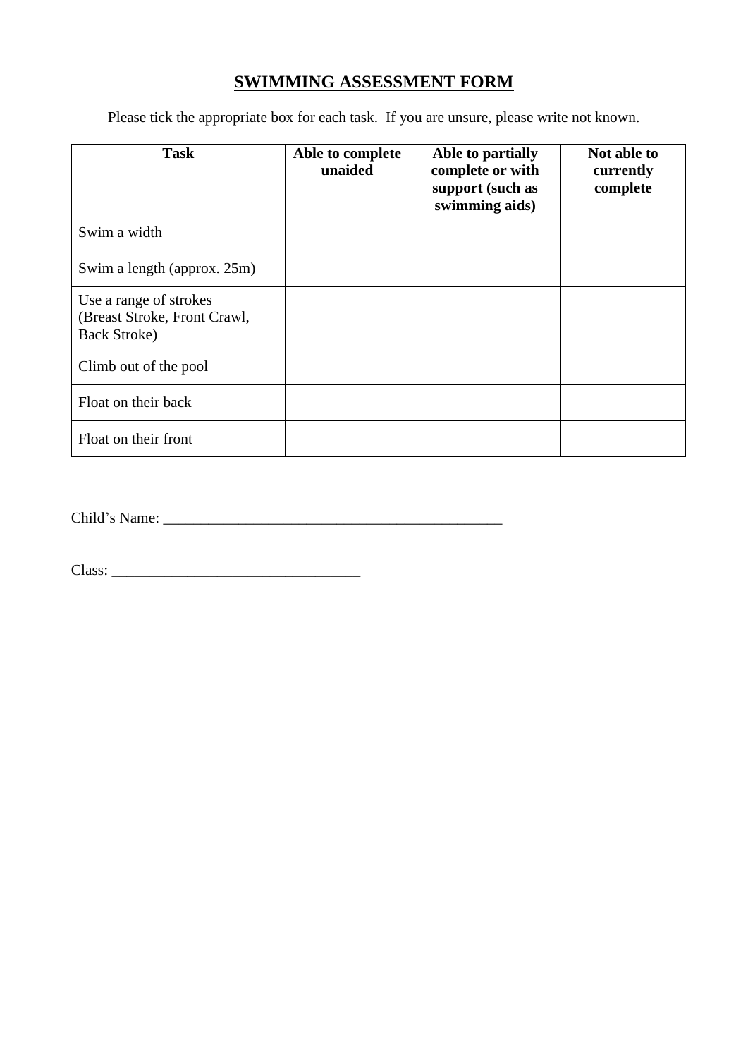# SWIMMING ASSESSMENT FORM

Please tick the appropriate box for each task. If you are unsure, please write not known.

| Task | Able to complete unaided | Able to partially complete or with support (such as swimming aids) | Not able to currently complete |
|---|---|---|---|
| Swim a width | | | |
| Swim a length (approx. 25m) | | | |
| Use a range of strokes (Breast Stroke, Front Crawl, Back Stroke) | | | |
| Climb out of the pool | | | |
| Float on their back | | | |
| Float on their front | | | |

Child's Name: _______________________________________________

Class: _________________________________